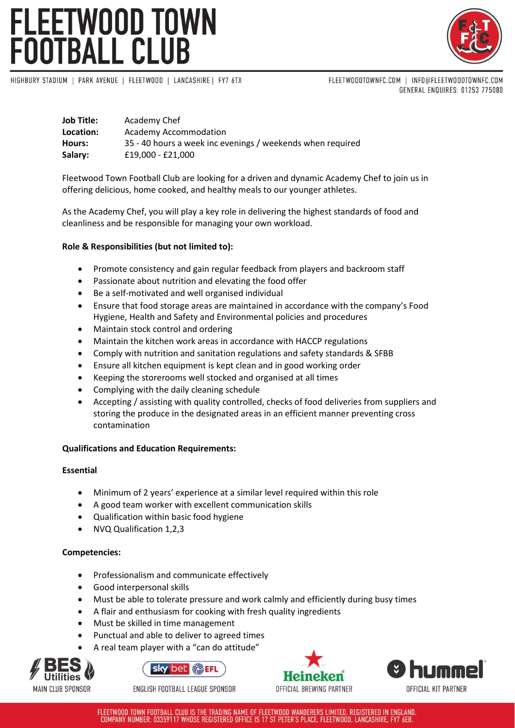**Job Title:** Academy Chef
**Location:** Academy Accommodation
**Hours:** 35 - 40 hours a week inc evenings / weekends when required
**Salary:** £19,000 - £21,000

Fleetwood Town Football Club are looking for a driven and dynamic Academy Chef to join us in offering delicious, home cooked, and healthy meals to our younger athletes.

As the Academy Chef, you will play a key role in delivering the highest standards of food and cleanliness and be responsible for managing your own workload.

**Role & Responsibilities (but not limited to):**

- Promote consistency and gain regular feedback from players and backroom staff
- Passionate about nutrition and elevating the food offer
- Be a self-motivated and well organised individual
- Ensure that food storage areas are maintained in accordance with the company's Food Hygiene, Health and Safety and Environmental policies and procedures
- Maintain stock control and ordering
- Maintain the kitchen work areas in accordance with HACCP regulations
- Comply with nutrition and sanitation regulations and safety standards & SFBB
- Ensure all kitchen equipment is kept clean and in good working order
- Keeping the storerooms well stocked and organised at all times
- Complying with the daily cleaning schedule
- Accepting / assisting with quality controlled, checks of food deliveries from suppliers and storing the produce in the designated areas in an efficient manner preventing cross contamination

**Qualifications and Education Requirements:**

**Essential**

- Minimum of 2 years' experience at a similar level required within this role
- A good team worker with excellent communication skills
- Qualification within basic food hygiene
- NVQ Qualification 1,2,3

**Competencies:**

- Professionalism and communicate effectively
- Good interpersonal skills
- Must be able to tolerate pressure and work calmly and efficiently during busy times
- A flair and enthusiasm for cooking with fresh quality ingredients
- Must be skilled in time management
- Punctual and able to deliver to agreed times
- A real team player with a "can do attitude"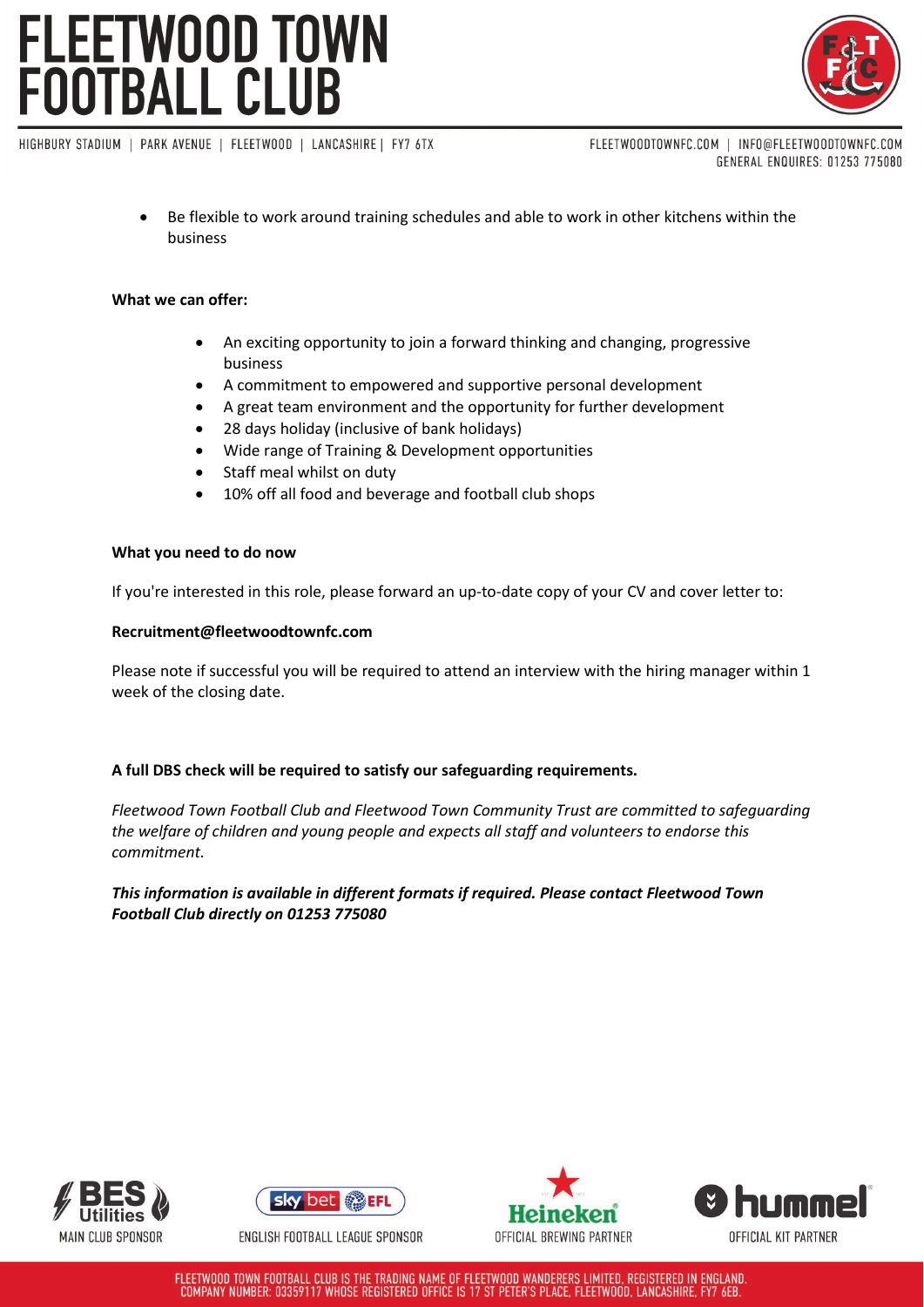- Be flexible to work around training schedules and able to work in other kitchens within the business

**What we can offer:**

- An exciting opportunity to join a forward thinking and changing, progressive business
- A commitment to empowered and supportive personal development
- A great team environment and the opportunity for further development
- 28 days holiday (inclusive of bank holidays)
- Wide range of Training & Development opportunities
- Staff meal whilst on duty
- 10% off all food and beverage and football club shops

**What you need to do now**

If you're interested in this role, please forward an up-to-date copy of your CV and cover letter to:

**Recruitment@fleetwoodtownfc.com**

Please note if successful you will be required to attend an interview with the hiring manager within 1 week of the closing date.

**A full DBS check will be required to satisfy our safeguarding requirements.**

*Fleetwood Town Football Club and Fleetwood Town Community Trust are committed to safeguarding the welfare of children and young people and expects all staff and volunteers to endorse this commitment.*

***This information is available in different formats if required. Please contact Fleetwood Town Football Club directly on 01253 775080***